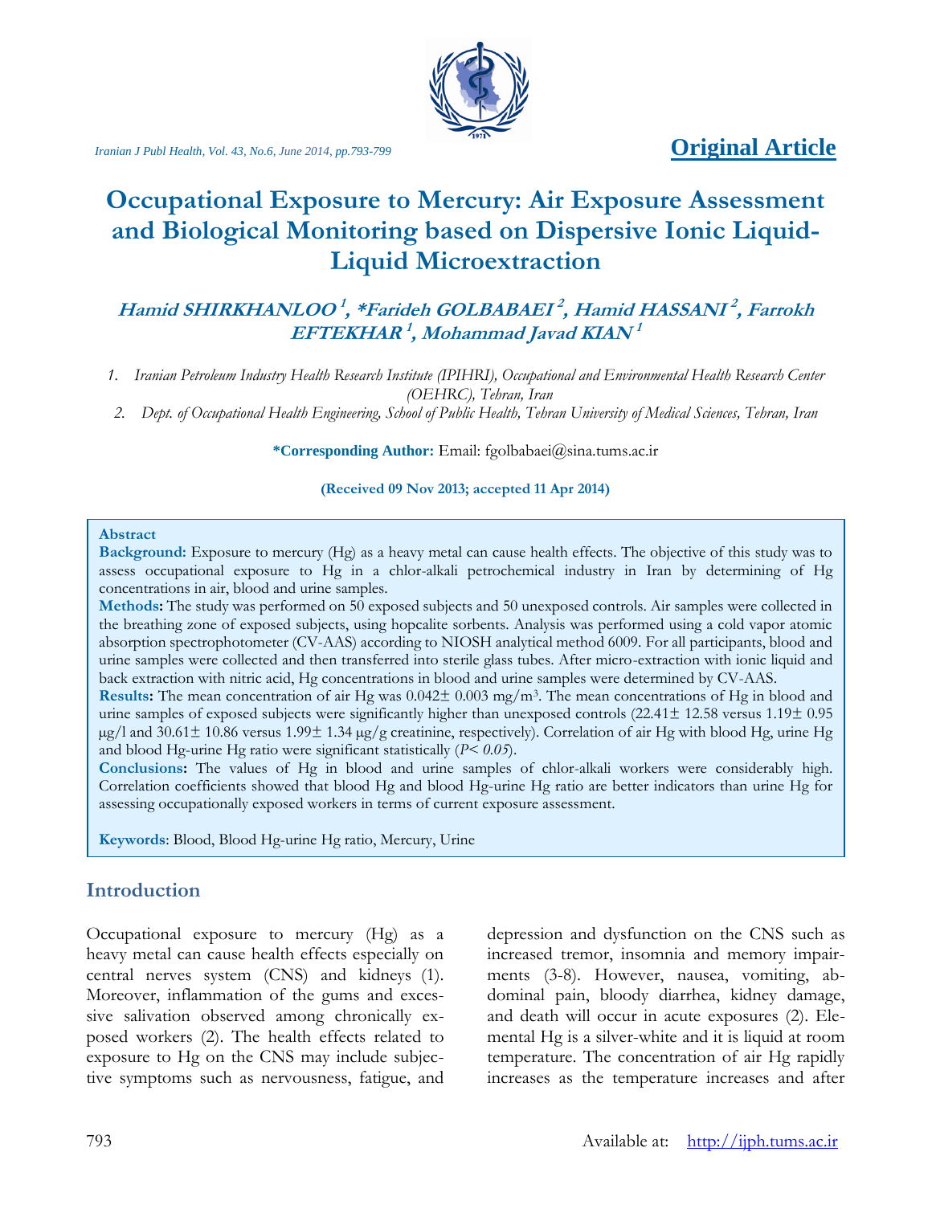**Original Article**

# Occupational Exposure to Mercury: Air Exposure Assessment and Biological Monitoring based on Dispersive Ionic Liquid-Liquid Microextraction

***Hamid SHIRKHANLOO [1], *Farideh GOLBABAEI [2], Hamid HASSANI [2], Farrokh EFTEKHAR [1], Mohammad Javad KIAN [1]***

1. *Iranian Petroleum Industry Health Research Institute (IPIHRI), Occupational and Environmental Health Research Center (OEHRC), Tehran, Iran*
2. *Dept. of Occupational Health Engineering, School of Public Health, Tehran University of Medical Sciences, Tehran, Iran*

**\*Corresponding Author:** Email: fgolbabaei@sina.tums.ac.ir

**(Received 09 Nov 2013; accepted 11 Apr 2014)**

**Abstract**

**Background:** Exposure to mercury (Hg) as a heavy metal can cause health effects. The objective of this study was to assess occupational exposure to Hg in a chlor-alkali petrochemical industry in Iran by determining of Hg concentrations in air, blood and urine samples.

**Methods:** The study was performed on 50 exposed subjects and 50 unexposed controls. Air samples were collected in the breathing zone of exposed subjects, using hopcalite sorbents. Analysis was performed using a cold vapor atomic absorption spectrophotometer (CV-AAS) according to NIOSH analytical method 6009. For all participants, blood and urine samples were collected and then transferred into sterile glass tubes. After micro-extraction with ionic liquid and back extraction with nitric acid, Hg concentrations in blood and urine samples were determined by CV-AAS.

**Results:** The mean concentration of air Hg was 0.042± 0.003 mg/m$^3$. The mean concentrations of Hg in blood and urine samples of exposed subjects were significantly higher than unexposed controls (22.41± 12.58 versus 1.19± 0.95 µg/l and 30.61± 10.86 versus 1.99± 1.34 µg/g creatinine, respectively). Correlation of air Hg with blood Hg, urine Hg and blood Hg-urine Hg ratio were significant statistically ($P< 0.05$).

**Conclusions:** The values of Hg in blood and urine samples of chlor-alkali workers were considerably high. Correlation coefficients showed that blood Hg and blood Hg-urine Hg ratio are better indicators than urine Hg for assessing occupationally exposed workers in terms of current exposure assessment.

**Keywords**: Blood, Blood Hg-urine Hg ratio, Mercury, Urine

## Introduction

Occupational exposure to mercury (Hg) as a heavy metal can cause health effects especially on central nerves system (CNS) and kidneys (1). Moreover, inflammation of the gums and excessive salivation observed among chronically exposed workers (2). The health effects related to exposure to Hg on the CNS may include subjective symptoms such as nervousness, fatigue, and depression and dysfunction on the CNS such as increased tremor, insomnia and memory impairments (3-8). However, nausea, vomiting, abdominal pain, bloody diarrhea, kidney damage, and death will occur in acute exposures (2). Elemental Hg is a silver-white and it is liquid at room temperature. The concentration of air Hg rapidly increases as the temperature increases and after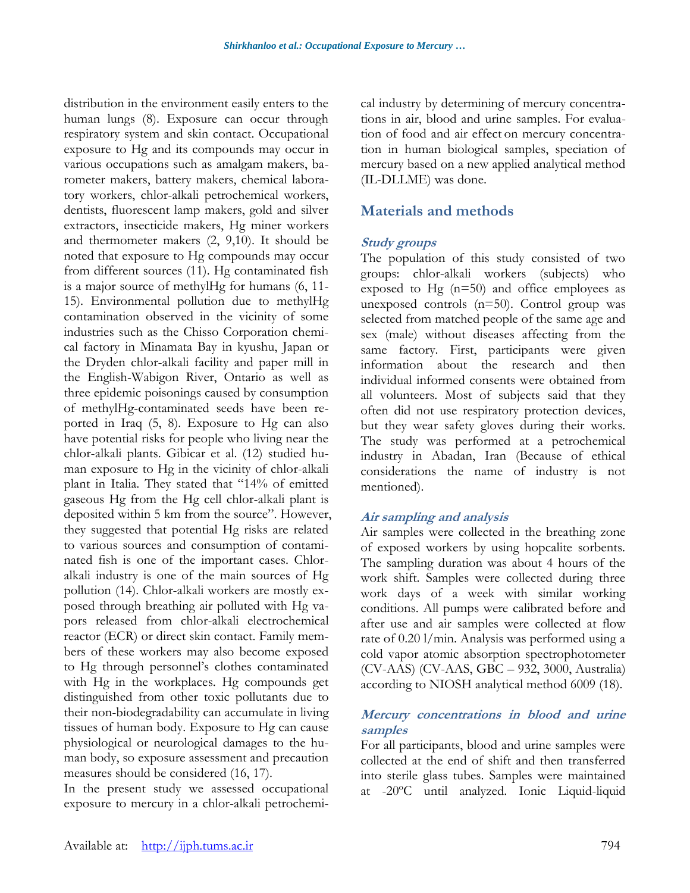distribution in the environment easily enters to the human lungs (8). Exposure can occur through respiratory system and skin contact. Occupational exposure to Hg and its compounds may occur in various occupations such as amalgam makers, barometer makers, battery makers, chemical laboratory workers, chlor-alkali petrochemical workers, dentists, fluorescent lamp makers, gold and silver extractors, insecticide makers, Hg miner workers and thermometer makers (2, 9,10). It should be noted that exposure to Hg compounds may occur from different sources (11). Hg contaminated fish is a major source of methylHg for humans (6, 11-15). Environmental pollution due to methylHg contamination observed in the vicinity of some industries such as the Chisso Corporation chemical factory in Minamata Bay in kyushu, Japan or the Dryden chlor-alkali facility and paper mill in the English-Wabigon River, Ontario as well as three epidemic poisonings caused by consumption of methylHg-contaminated seeds have been reported in Iraq (5, 8). Exposure to Hg can also have potential risks for people who living near the chlor-alkali plants. Gibicar et al. (12) studied human exposure to Hg in the vicinity of chlor-alkali plant in Italia. They stated that "14% of emitted gaseous Hg from the Hg cell chlor-alkali plant is deposited within 5 km from the source". However, they suggested that potential Hg risks are related to various sources and consumption of contaminated fish is one of the important cases. Chlor-alkali industry is one of the main sources of Hg pollution (14). Chlor-alkali workers are mostly exposed through breathing air polluted with Hg vapors released from chlor-alkali electrochemical reactor (ECR) or direct skin contact. Family members of these workers may also become exposed to Hg through personnel's clothes contaminated with Hg in the workplaces. Hg compounds get distinguished from other toxic pollutants due to their non-biodegradability can accumulate in living tissues of human body. Exposure to Hg can cause physiological or neurological damages to the human body, so exposure assessment and precaution measures should be considered (16, 17).

In the present study we assessed occupational exposure to mercury in a chlor-alkali petrochemical industry by determining of mercury concentrations in air, blood and urine samples. For evaluation of food and air effect on mercury concentration in human biological samples, speciation of mercury based on a new applied analytical method (IL-DLLME) was done.

## Materials and methods

### *Study groups*

The population of this study consisted of two groups: chlor-alkali workers (subjects) who exposed to Hg (n=50) and office employees as unexposed controls (n=50). Control group was selected from matched people of the same age and sex (male) without diseases affecting from the same factory. First, participants were given information about the research and then individual informed consents were obtained from all volunteers. Most of subjects said that they often did not use respiratory protection devices, but they wear safety gloves during their works. The study was performed at a petrochemical industry in Abadan, Iran (Because of ethical considerations the name of industry is not mentioned).

### *Air sampling and analysis*

Air samples were collected in the breathing zone of exposed workers by using hopcalite sorbents. The sampling duration was about 4 hours of the work shift. Samples were collected during three work days of a week with similar working conditions. All pumps were calibrated before and after use and air samples were collected at flow rate of 0.20 l/min. Analysis was performed using a cold vapor atomic absorption spectrophotometer (CV-AAS) (CV-AAS, GBC – 932, 3000, Australia) according to NIOSH analytical method 6009 (18).

### *Mercury concentrations in blood and urine samples*

For all participants, blood and urine samples were collected at the end of shift and then transferred into sterile glass tubes. Samples were maintained at -20ºC until analyzed. Ionic Liquid-liquid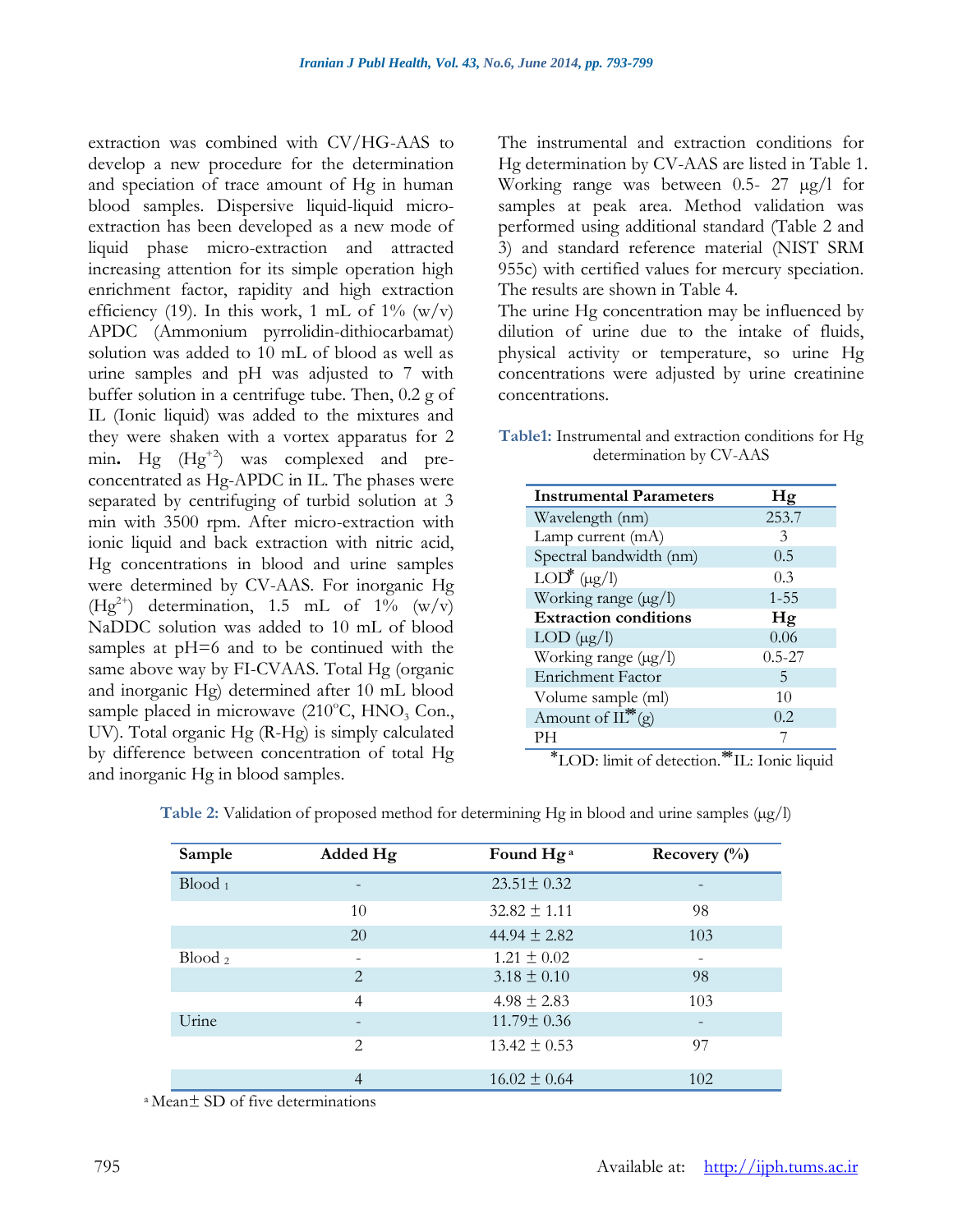extraction was combined with CV/HG-AAS to develop a new procedure for the determination and speciation of trace amount of Hg in human blood samples. Dispersive liquid-liquid micro-extraction has been developed as a new mode of liquid phase micro-extraction and attracted increasing attention for its simple operation high enrichment factor, rapidity and high extraction efficiency (19). In this work, 1 mL of 1% (w/v) APDC (Ammonium pyrrolidin-dithiocarbamat) solution was added to 10 mL of blood as well as urine samples and pH was adjusted to 7 with buffer solution in a centrifuge tube. Then, 0.2 g of IL (Ionic liquid) was added to the mixtures and they were shaken with a vortex apparatus for 2 min**.** Hg ($Hg^{+2}$) was complexed and pre-concentrated as Hg-APDC in IL. The phases were separated by centrifuging of turbid solution at 3 min with 3500 rpm. After micro-extraction with ionic liquid and back extraction with nitric acid, Hg concentrations in blood and urine samples were determined by CV-AAS. For inorganic Hg ($Hg^{2+}$) determination, 1.5 mL of 1% (w/v) NaDDC solution was added to 10 mL of blood samples at pH=6 and to be continued with the same above way by FI-CVAAS. Total Hg (organic and inorganic Hg) determined after 10 mL blood sample placed in microwave (210°C, $HNO_3$ Con., UV). Total organic Hg (R-Hg) is simply calculated by difference between concentration of total Hg and inorganic Hg in blood samples.

The instrumental and extraction conditions for Hg determination by CV-AAS are listed in Table 1. Working range was between 0.5- 27 μg/l for samples at peak area. Method validation was performed using additional standard (Table 2 and 3) and standard reference material (NIST SRM 955c) with certified values for mercury speciation. The results are shown in Table 4.

The urine Hg concentration may be influenced by dilution of urine due to the intake of fluids, physical activity or temperature, so urine Hg concentrations were adjusted by urine creatinine concentrations.

**Table1:** Instrumental and extraction conditions for Hg determination by CV-AAS

| Instrumental Parameters | Hg |
|---|---|
| Wavelength (nm) | 253.7 |
| Lamp current (mA) | 3 |
| Spectral bandwidth (nm) | 0.5 |
| LOD* (μg/l) | 0.3 |
| Working range (μg/l) | 1-55 |
| **Extraction conditions** | **Hg** |
| LOD (μg/l) | 0.06 |
| Working range (μg/l) | 0.5-27 |
| Enrichment Factor | 5 |
| Volume sample (ml) | 10 |
| Amount of IL** (g) | 0.2 |
| PH | 7 |

*LOD: limit of detection. **IL: Ionic liquid

**Table 2:** Validation of proposed method for determining Hg in blood and urine samples (μg/l)

| Sample | Added Hg | Found Hg [a] | Recovery (%) |
|---|---|---|---|
| Blood 1 | - | 23.51± 0.32 | - |
| | 10 | 32.82 ± 1.11 | 98 |
| | 20 | 44.94 ± 2.82 | 103 |
| Blood 2 | - | 1.21 ± 0.02 | - |
| | 2 | 3.18 ± 0.10 | 98 |
| | 4 | 4.98 ± 2.83 | 103 |
| Urine | - | 11.79± 0.36 | - |
| | 2 | 13.42 ± 0.53 | 97 |
| | 4 | 16.02 ± 0.64 | 102 |

[a] Mean± SD of five determinations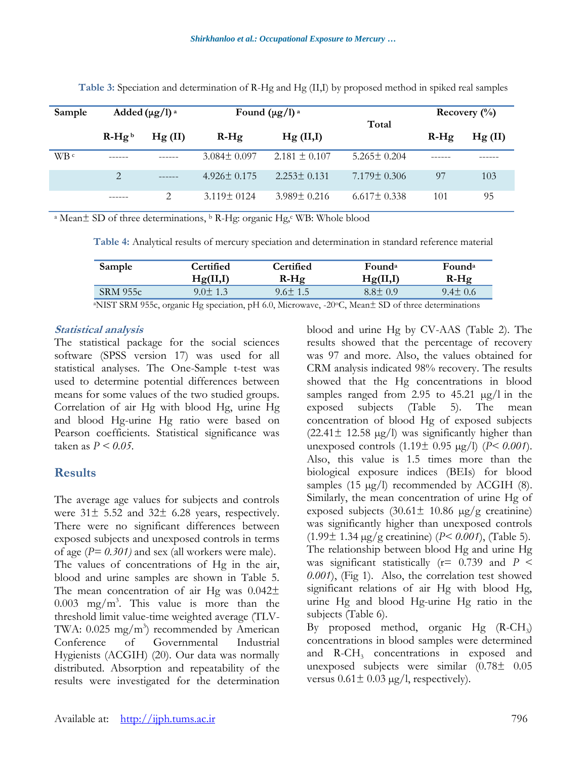**Table 3:** Speciation and determination of R-Hg and Hg (II,I) by proposed method in spiked real samples

| Sample | Added (μg/l) [a] | | Found (μg/l) [a] | | Total | Recovery (%) | |
|---|---|---|---|---|---|---|---|
| | R-Hg [b] | Hg (II) | R-Hg | Hg (II,I) | | R-Hg | Hg (II) |
| WB [c] | ------ | ------ | 3.084± 0.097 | 2.181 ± 0.107 | 5.265± 0.204 | ------ | ------ |
| | 2 | ------ | 4.926± 0.175 | 2.253± 0.131 | 7.179± 0.306 | 97 | 103 |
| | ------ | 2 | 3.119± 0124 | 3.989± 0.216 | 6.617± 0.338 | 101 | 95 |

[a] Mean± SD of three determinations, [b] R-Hg: organic Hg, [c] WB: Whole blood

**Table 4:** Analytical results of mercury speciation and determination in standard reference material

| Sample | Certified Hg(II,I) | Certified R-Hg | Found[a] Hg(II,I) | Found[a] R-Hg |
|---|---|---|---|---|
| SRM 955c | 9.0± 1.3 | 9.6± 1.5 | 8.8± 0.9 | 9.4± 0.6 |

[a]NIST SRM 955c, organic Hg speciation, pH 6.0, Microwave, -20°C, Mean± SD of three determinations

### *Statistical analysis*

The statistical package for the social sciences software (SPSS version 17) was used for all statistical analyses. The One-Sample t-test was used to determine potential differences between means for some values of the two studied groups. Correlation of air Hg with blood Hg, urine Hg and blood Hg-urine Hg ratio were based on Pearson coefficients. Statistical significance was taken as $P < 0.05$.

## Results

The average age values for subjects and controls were 31± 5.52 and 32± 6.28 years, respectively. There were no significant differences between exposed subjects and unexposed controls in terms of age ($P= 0.301$) and sex (all workers were male).

The values of concentrations of Hg in the air, blood and urine samples are shown in Table 5. The mean concentration of air Hg was 0.042± 0.003 $mg/m^3$. This value is more than the threshold limit value-time weighted average (TLV-TWA: 0.025 $mg/m^3$) recommended by American Conference of Governmental Industrial Hygienists (ACGIH) (20). Our data was normally distributed. Absorption and repeatability of the results were investigated for the determination blood and urine Hg by CV-AAS (Table 2). The results showed that the percentage of recovery was 97 and more. Also, the values obtained for CRM analysis indicated 98% recovery. The results showed that the Hg concentrations in blood samples ranged from 2.95 to 45.21 μg/l in the exposed subjects (Table 5). The mean concentration of blood Hg of exposed subjects (22.41± 12.58 μg/l) was significantly higher than unexposed controls (1.19± 0.95 μg/l) ($P< 0.001$). Also, this value is 1.5 times more than the biological exposure indices (BEIs) for blood samples (15 μg/l) recommended by ACGIH (8). Similarly, the mean concentration of urine Hg of exposed subjects (30.61± 10.86 μg/g creatinine) was significantly higher than unexposed controls (1.99± 1.34 μg/g creatinine) ($P< 0.001$), (Table 5). The relationship between blood Hg and urine Hg was significant statistically (r= 0.739 and $P < 0.001$), (Fig 1). Also, the correlation test showed significant relations of air Hg with blood Hg, urine Hg and blood Hg-urine Hg ratio in the subjects (Table 6).

By proposed method, organic Hg ($R\text{-}CH_3$) concentrations in blood samples were determined and $R\text{-}CH_3$ concentrations in exposed and unexposed subjects were similar (0.78± 0.05 versus 0.61± 0.03 μg/l, respectively).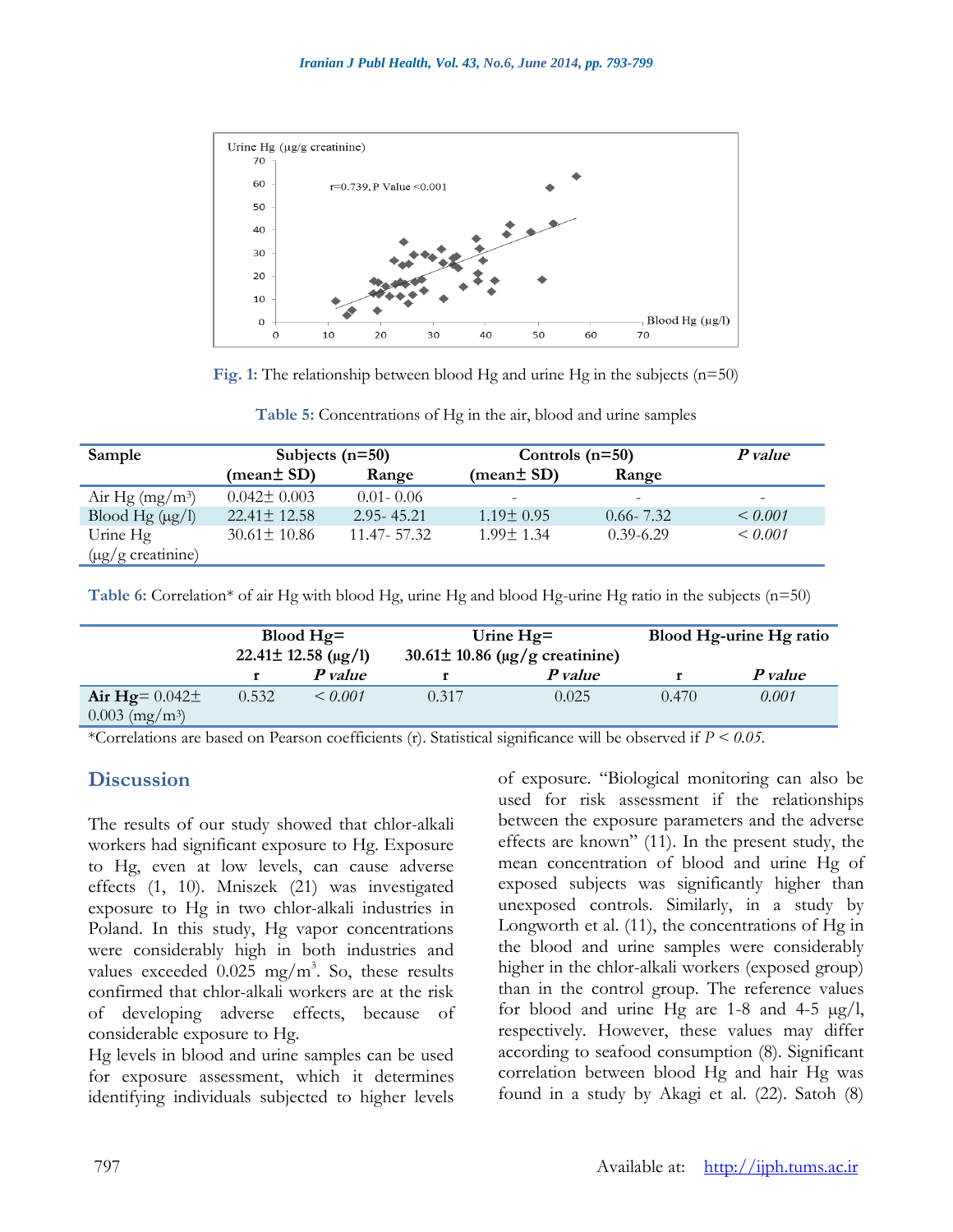Fig. 1: The relationship between blood Hg and urine Hg in the subjects (n=50)

Table 5: Concentrations of Hg in the air, blood and urine samples

| Sample | Subjects (n=50) | | Controls (n=50) | | *P value* |
|---|---|---|---|---|---|
| | (mean± SD) | Range | (mean± SD) | Range | |
| Air Hg (mg/m³) | 0.042± 0.003 | 0.01- 0.06 | - | - | - |
| Blood Hg (µg/l) | 22.41± 12.58 | 2.95- 45.21 | 1.19± 0.95 | 0.66- 7.32 | *< 0.001* |
| Urine Hg (µg/g creatinine) | 30.61± 10.86 | 11.47- 57.32 | 1.99± 1.34 | 0.39-6.29 | *< 0.001* |

Table 6: Correlation* of air Hg with blood Hg, urine Hg and blood Hg-urine Hg ratio in the subjects (n=50)

| | Blood Hg= 22.41± 12.58 (µg/l) | | Urine Hg= 30.61± 10.86 (µg/g creatinine) | | Blood Hg-urine Hg ratio | |
|---|---|---|---|---|---|---|
| | r | *P value* | r | *P value* | r | *P value* |
| **Air Hg**= 0.042± 0.003 (mg/m³) | 0.532 | *< 0.001* | 0.317 | 0.025 | 0.470 | *0.001* |

*Correlations are based on Pearson coefficients (r). Statistical significance will be observed if $P < 0.05$.

## Discussion

The results of our study showed that chlor-alkali workers had significant exposure to Hg. Exposure to Hg, even at low levels, can cause adverse effects (1, 10). Mniszek (21) was investigated exposure to Hg in two chlor-alkali industries in Poland. In this study, Hg vapor concentrations were considerably high in both industries and values exceeded 0.025 mg/m³. So, these results confirmed that chlor-alkali workers are at the risk of developing adverse effects, because of considerable exposure to Hg.

Hg levels in blood and urine samples can be used for exposure assessment, which it determines identifying individuals subjected to higher levels of exposure. "Biological monitoring can also be used for risk assessment if the relationships between the exposure parameters and the adverse effects are known" (11). In the present study, the mean concentration of blood and urine Hg of exposed subjects was significantly higher than unexposed controls. Similarly, in a study by Longworth et al. (11), the concentrations of Hg in the blood and urine samples were considerably higher in the chlor-alkali workers (exposed group) than in the control group. The reference values for blood and urine Hg are 1-8 and 4-5 µg/l, respectively. However, these values may differ according to seafood consumption (8). Significant correlation between blood Hg and hair Hg was found in a study by Akagi et al. (22). Satoh (8)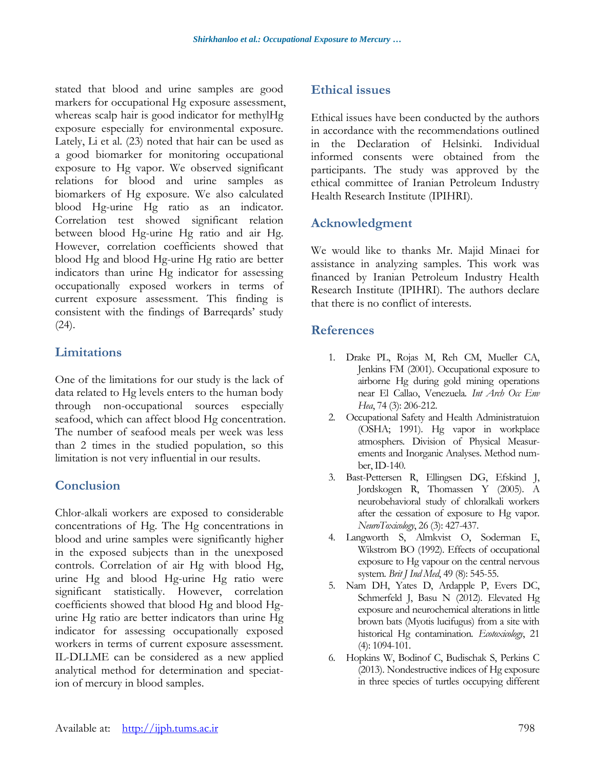stated that blood and urine samples are good markers for occupational Hg exposure assessment, whereas scalp hair is good indicator for methylHg exposure especially for environmental exposure. Lately, Li et al. (23) noted that hair can be used as a good biomarker for monitoring occupational exposure to Hg vapor. We observed significant relations for blood and urine samples as biomarkers of Hg exposure. We also calculated blood Hg-urine Hg ratio as an indicator. Correlation test showed significant relation between blood Hg-urine Hg ratio and air Hg. However, correlation coefficients showed that blood Hg and blood Hg-urine Hg ratio are better indicators than urine Hg indicator for assessing occupationally exposed workers in terms of current exposure assessment. This finding is consistent with the findings of Barreqards' study (24).

## Limitations

One of the limitations for our study is the lack of data related to Hg levels enters to the human body through non-occupational sources especially seafood, which can affect blood Hg concentration. The number of seafood meals per week was less than 2 times in the studied population, so this limitation is not very influential in our results.

## Conclusion

Chlor-alkali workers are exposed to considerable concentrations of Hg. The Hg concentrations in blood and urine samples were significantly higher in the exposed subjects than in the unexposed controls. Correlation of air Hg with blood Hg, urine Hg and blood Hg-urine Hg ratio were significant statistically. However, correlation coefficients showed that blood Hg and blood Hg-urine Hg ratio are better indicators than urine Hg indicator for assessing occupationally exposed workers in terms of current exposure assessment. IL-DLLME can be considered as a new applied analytical method for determination and speciation of mercury in blood samples.

## Ethical issues

Ethical issues have been conducted by the authors in accordance with the recommendations outlined in the Declaration of Helsinki. Individual informed consents were obtained from the participants. The study was approved by the ethical committee of Iranian Petroleum Industry Health Research Institute (IPIHRI).

## Acknowledgment

We would like to thanks Mr. Majid Minaei for assistance in analyzing samples. This work was financed by Iranian Petroleum Industry Health Research Institute (IPIHRI). The authors declare that there is no conflict of interests.

## References

1. Drake PL, Rojas M, Reh CM, Mueller CA, Jenkins FM (2001). Occupational exposure to airborne Hg during gold mining operations near El Callao, Venezuela. *Int Arch Occ Env Hea*, 74 (3): 206-212.
2. Occupational Safety and Health Administratuion (OSHA; 1991). Hg vapor in workplace atmosphers. Division of Physical Measurements and Inorganic Analyses. Method number, ID-140.
3. Bast-Pettersen R, Ellingsen DG, Efskind J, Jordskogen R, Thomassen Y (2005). A neurobehavioral study of chloralkali workers after the cessation of exposure to Hg vapor. *NeuroToxicology*, 26 (3): 427-437.
4. Langworth S, Almkvist O, Soderman E, Wikstrom BO (1992). Effects of occupational exposure to Hg vapour on the central nervous system. *Brit J Ind Med*, 49 (8): 545-55.
5. Nam DH, Yates D, Ardapple P, Evers DC, Schmerfeld J, Basu N (2012). Elevated Hg exposure and neurochemical alterations in little brown bats (Myotis lucifugus) from a site with historical Hg contamination. *Ecotoxicology*, 21 (4): 1094-101.
6. Hopkins W, Bodinof C, Budischak S, Perkins C (2013). Nondestructive indices of Hg exposure in three species of turtles occupying different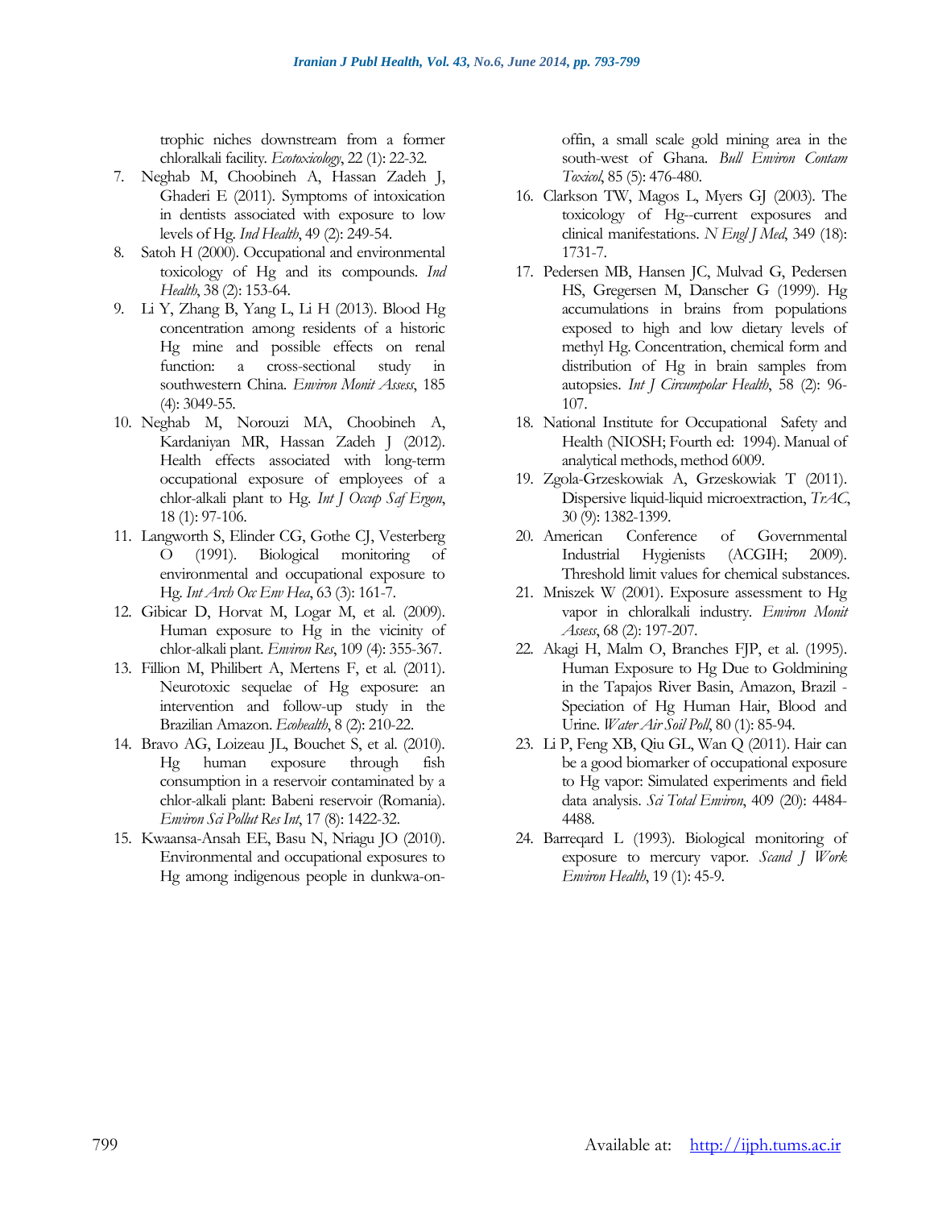trophic niches downstream from a former chloralkali facility. *Ecotoxicology*, 22 (1): 22-32.

7. Neghab M, Choobineh A, Hassan Zadeh J, Ghaderi E (2011). Symptoms of intoxication in dentists associated with exposure to low levels of Hg. *Ind Health*, 49 (2): 249-54.
8. Satoh H (2000). Occupational and environmental toxicology of Hg and its compounds. *Ind Health*, 38 (2): 153-64.
9. Li Y, Zhang B, Yang L, Li H (2013). Blood Hg concentration among residents of a historic Hg mine and possible effects on renal function: a cross-sectional study in southwestern China. *Environ Monit Assess*, 185 (4): 3049-55.
10. Neghab M, Norouzi MA, Choobineh A, Kardaniyan MR, Hassan Zadeh J (2012). Health effects associated with long-term occupational exposure of employees of a chlor-alkali plant to Hg. *Int J Occup Saf Ergon*, 18 (1): 97-106.
11. Langworth S, Elinder CG, Gothe CJ, Vesterberg O (1991). Biological monitoring of environmental and occupational exposure to Hg. *Int Arch Occ Env Hea*, 63 (3): 161-7.
12. Gibicar D, Horvat M, Logar M, et al. (2009). Human exposure to Hg in the vicinity of chlor-alkali plant. *Environ Res*, 109 (4): 355-367.
13. Fillion M, Philibert A, Mertens F, et al. (2011). Neurotoxic sequelae of Hg exposure: an intervention and follow-up study in the Brazilian Amazon. *Ecohealth*, 8 (2): 210-22.
14. Bravo AG, Loizeau JL, Bouchet S, et al. (2010). Hg human exposure through fish consumption in a reservoir contaminated by a chlor-alkali plant: Babeni reservoir (Romania). *Environ Sci Pollut Res Int*, 17 (8): 1422-32.
15. Kwaansa-Ansah EE, Basu N, Nriagu JO (2010). Environmental and occupational exposures to Hg among indigenous people in dunkwa-on-offin, a small scale gold mining area in the south-west of Ghana. *Bull Environ Contam Toxicol*, 85 (5): 476-480.
16. Clarkson TW, Magos L, Myers GJ (2003). The toxicology of Hg--current exposures and clinical manifestations. *N Engl J Med*, 349 (18): 1731-7.
17. Pedersen MB, Hansen JC, Mulvad G, Pedersen HS, Gregersen M, Danscher G (1999). Hg accumulations in brains from populations exposed to high and low dietary levels of methyl Hg. Concentration, chemical form and distribution of Hg in brain samples from autopsies. *Int J Circumpolar Health*, 58 (2): 96-107.
18. National Institute for Occupational Safety and Health (NIOSH; Fourth ed: 1994). Manual of analytical methods, method 6009.
19. Zgola-Grzeskowiak A, Grzeskowiak T (2011). Dispersive liquid-liquid microextraction, *TrAC*, 30 (9): 1382-1399.
20. American Conference of Governmental Industrial Hygienists (ACGIH; 2009). Threshold limit values for chemical substances.
21. Mniszek W (2001). Exposure assessment to Hg vapor in chloralkali industry. *Environ Monit Assess*, 68 (2): 197-207.
22. Akagi H, Malm O, Branches FJP, et al. (1995). Human Exposure to Hg Due to Goldmining in the Tapajos River Basin, Amazon, Brazil - Speciation of Hg Human Hair, Blood and Urine. *Water Air Soil Poll*, 80 (1): 85-94.
23. Li P, Feng XB, Qiu GL, Wan Q (2011). Hair can be a good biomarker of occupational exposure to Hg vapor: Simulated experiments and field data analysis. *Sci Total Environ*, 409 (20): 4484-4488.
24. Barreqard L (1993). Biological monitoring of exposure to mercury vapor. *Scand J Work Environ Health*, 19 (1): 45-9.